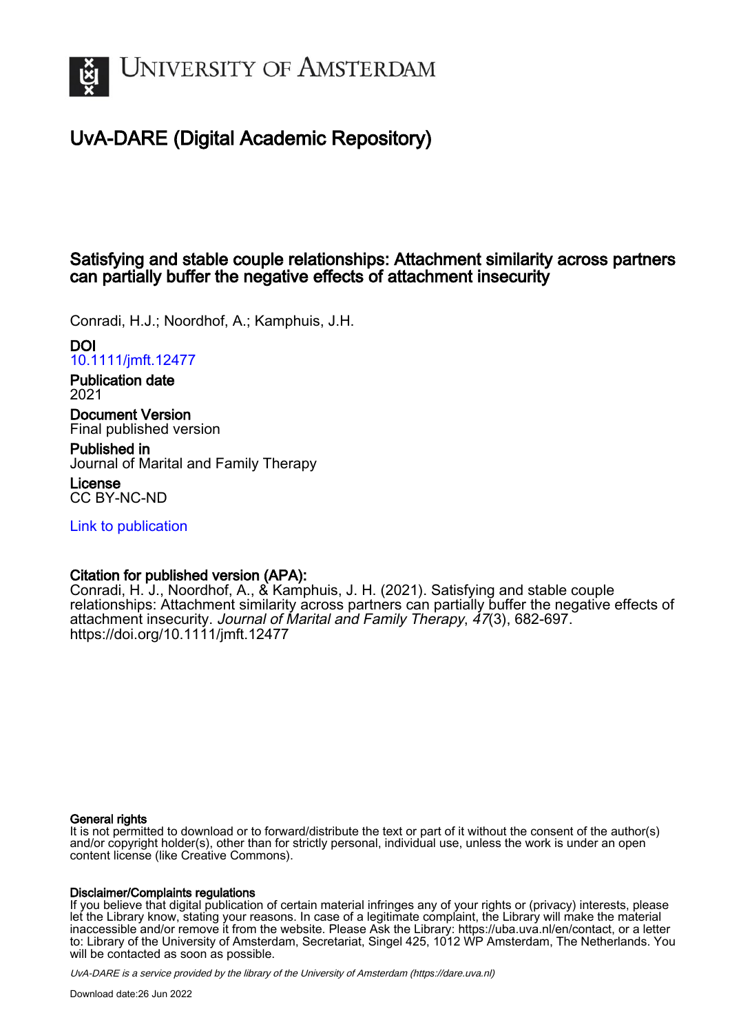University of Amsterdam

# UvA-DARE (Digital Academic Repository)

## Satisfying and stable couple relationships: Attachment similarity across partners can partially buffer the negative effects of attachment insecurity

Conradi, H.J.; Noordhof, A.; Kamphuis, J.H.

**DOI**
10.1111/jmft.12477

**Publication date**
2021

**Document Version**
Final published version

**Published in**
Journal of Marital and Family Therapy

**License**
CC BY-NC-ND

Link to publication

**Citation for published version (APA):**
Conradi, H. J., Noordhof, A., & Kamphuis, J. H. (2021). Satisfying and stable couple relationships: Attachment similarity across partners can partially buffer the negative effects of attachment insecurity. *Journal of Marital and Family Therapy*, *47*(3), 682-697. https://doi.org/10.1111/jmft.12477

**General rights**
It is not permitted to download or to forward/distribute the text or part of it without the consent of the author(s) and/or copyright holder(s), other than for strictly personal, individual use, unless the work is under an open content license (like Creative Commons).

**Disclaimer/Complaints regulations**
If you believe that digital publication of certain material infringes any of your rights or (privacy) interests, please let the Library know, stating your reasons. In case of a legitimate complaint, the Library will make the material inaccessible and/or remove it from the website. Please Ask the Library: https://uba.uva.nl/en/contact, or a letter to: Library of the University of Amsterdam, Secretariat, Singel 425, 1012 WP Amsterdam, The Netherlands. You will be contacted as soon as possible.

*UvA-DARE is a service provided by the library of the University of Amsterdam (https://dare.uva.nl)*

Download date:26 Jun 2022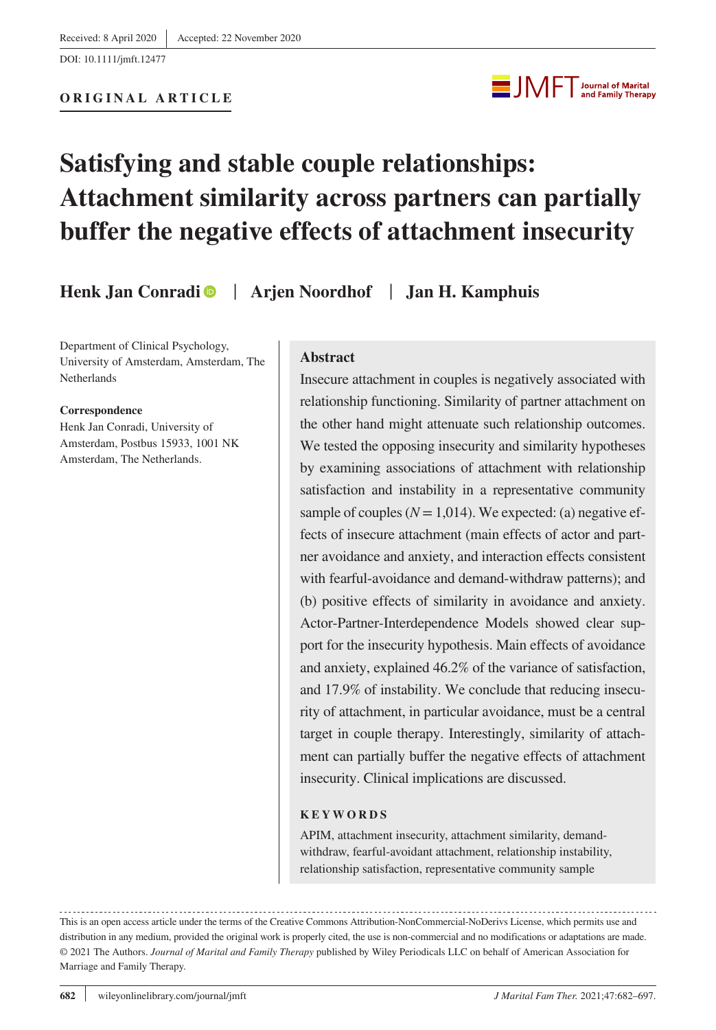Received: 8 April 2020 | Accepted: 22 November 2020

DOI: 10.1111/jmft.12477

**ORIGINAL ARTICLE**

# Satisfying and stable couple relationships: Attachment similarity across partners can partially buffer the negative effects of attachment insecurity

**Henk Jan Conradi** | **Arjen Noordhof** | **Jan H. Kamphuis**

Department of Clinical Psychology, University of Amsterdam, Amsterdam, The Netherlands

**Correspondence**
Henk Jan Conradi, University of Amsterdam, Postbus 15933, 1001 NK Amsterdam, The Netherlands.

## Abstract

Insecure attachment in couples is negatively associated with relationship functioning. Similarity of partner attachment on the other hand might attenuate such relationship outcomes. We tested the opposing insecurity and similarity hypotheses by examining associations of attachment with relationship satisfaction and instability in a representative community sample of couples ($N = 1{,}014$). We expected: (a) negative effects of insecure attachment (main effects of actor and partner avoidance and anxiety, and interaction effects consistent with fearful-avoidance and demand-withdraw patterns); and (b) positive effects of similarity in avoidance and anxiety. Actor-Partner-Interdependence Models showed clear support for the insecurity hypothesis. Main effects of avoidance and anxiety, explained 46.2% of the variance of satisfaction, and 17.9% of instability. We conclude that reducing insecurity of attachment, in particular avoidance, must be a central target in couple therapy. Interestingly, similarity of attachment can partially buffer the negative effects of attachment insecurity. Clinical implications are discussed.

**KEYWORDS**

APIM, attachment insecurity, attachment similarity, demand-withdraw, fearful-avoidant attachment, relationship instability, relationship satisfaction, representative community sample

This is an open access article under the terms of the Creative Commons Attribution-NonCommercial-NoDerivs License, which permits use and distribution in any medium, provided the original work is properly cited, the use is non-commercial and no modifications or adaptations are made.
© 2021 The Authors. *Journal of Marital and Family Therapy* published by Wiley Periodicals LLC on behalf of American Association for Marriage and Family Therapy.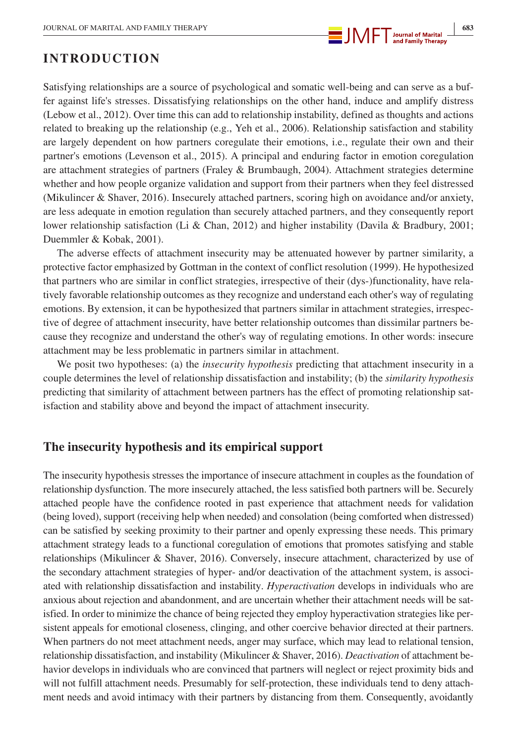## INTRODUCTION

Satisfying relationships are a source of psychological and somatic well-being and can serve as a buffer against life's stresses. Dissatisfying relationships on the other hand, induce and amplify distress (Lebow et al., 2012). Over time this can add to relationship instability, defined as thoughts and actions related to breaking up the relationship (e.g., Yeh et al., 2006). Relationship satisfaction and stability are largely dependent on how partners coregulate their emotions, i.e., regulate their own and their partner's emotions (Levenson et al., 2015). A principal and enduring factor in emotion coregulation are attachment strategies of partners (Fraley & Brumbaugh, 2004). Attachment strategies determine whether and how people organize validation and support from their partners when they feel distressed (Mikulincer & Shaver, 2016). Insecurely attached partners, scoring high on avoidance and/or anxiety, are less adequate in emotion regulation than securely attached partners, and they consequently report lower relationship satisfaction (Li & Chan, 2012) and higher instability (Davila & Bradbury, 2001; Duemmler & Kobak, 2001).

The adverse effects of attachment insecurity may be attenuated however by partner similarity, a protective factor emphasized by Gottman in the context of conflict resolution (1999). He hypothesized that partners who are similar in conflict strategies, irrespective of their (dys-)functionality, have relatively favorable relationship outcomes as they recognize and understand each other's way of regulating emotions. By extension, it can be hypothesized that partners similar in attachment strategies, irrespective of degree of attachment insecurity, have better relationship outcomes than dissimilar partners because they recognize and understand the other's way of regulating emotions. In other words: insecure attachment may be less problematic in partners similar in attachment.

We posit two hypotheses: (a) the *insecurity hypothesis* predicting that attachment insecurity in a couple determines the level of relationship dissatisfaction and instability; (b) the *similarity hypothesis* predicting that similarity of attachment between partners has the effect of promoting relationship satisfaction and stability above and beyond the impact of attachment insecurity.

### The insecurity hypothesis and its empirical support

The insecurity hypothesis stresses the importance of insecure attachment in couples as the foundation of relationship dysfunction. The more insecurely attached, the less satisfied both partners will be. Securely attached people have the confidence rooted in past experience that attachment needs for validation (being loved), support (receiving help when needed) and consolation (being comforted when distressed) can be satisfied by seeking proximity to their partner and openly expressing these needs. This primary attachment strategy leads to a functional coregulation of emotions that promotes satisfying and stable relationships (Mikulincer & Shaver, 2016). Conversely, insecure attachment, characterized by use of the secondary attachment strategies of hyper- and/or deactivation of the attachment system, is associated with relationship dissatisfaction and instability. *Hyperactivation* develops in individuals who are anxious about rejection and abandonment, and are uncertain whether their attachment needs will be satisfied. In order to minimize the chance of being rejected they employ hyperactivation strategies like persistent appeals for emotional closeness, clinging, and other coercive behavior directed at their partners. When partners do not meet attachment needs, anger may surface, which may lead to relational tension, relationship dissatisfaction, and instability (Mikulincer & Shaver, 2016). *Deactivation* of attachment behavior develops in individuals who are convinced that partners will neglect or reject proximity bids and will not fulfill attachment needs. Presumably for self-protection, these individuals tend to deny attachment needs and avoid intimacy with their partners by distancing from them. Consequently, avoidantly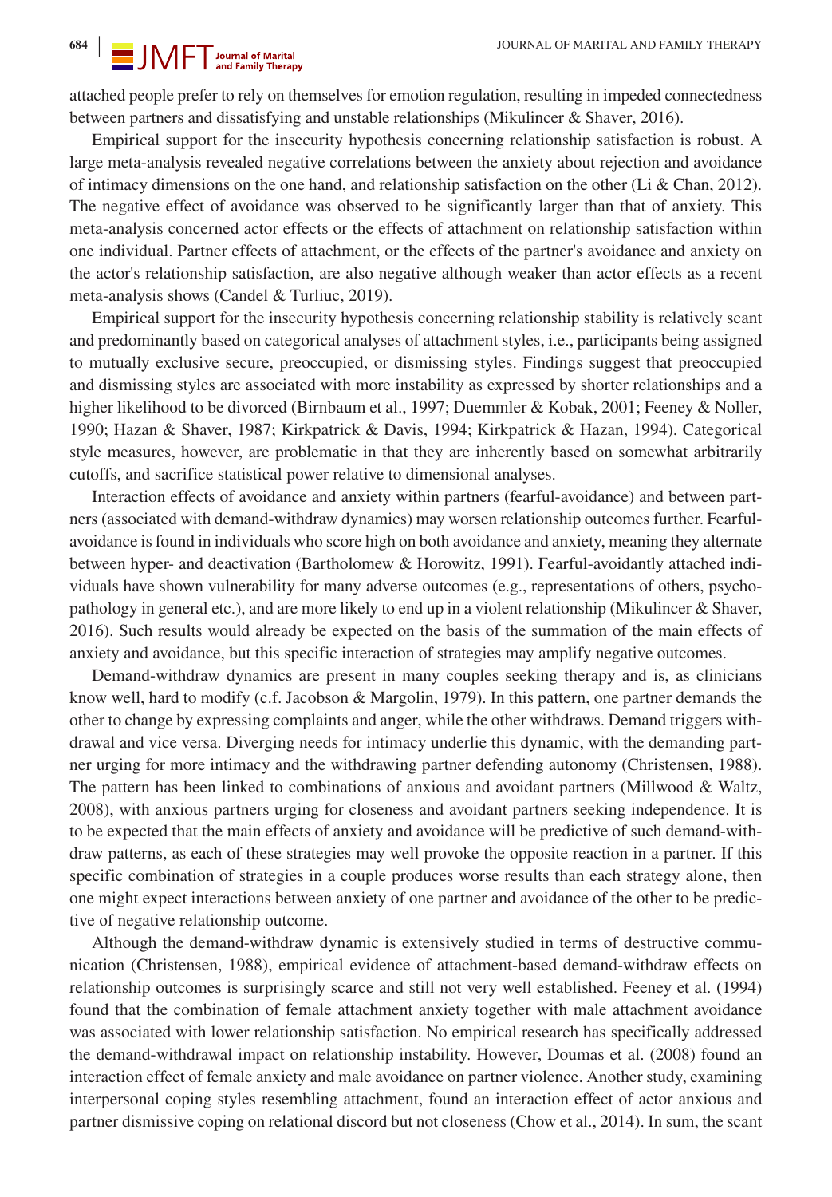attached people prefer to rely on themselves for emotion regulation, resulting in impeded connectedness between partners and dissatisfying and unstable relationships (Mikulincer & Shaver, 2016).

Empirical support for the insecurity hypothesis concerning relationship satisfaction is robust. A large meta-analysis revealed negative correlations between the anxiety about rejection and avoidance of intimacy dimensions on the one hand, and relationship satisfaction on the other (Li & Chan, 2012). The negative effect of avoidance was observed to be significantly larger than that of anxiety. This meta-analysis concerned actor effects or the effects of attachment on relationship satisfaction within one individual. Partner effects of attachment, or the effects of the partner's avoidance and anxiety on the actor's relationship satisfaction, are also negative although weaker than actor effects as a recent meta-analysis shows (Candel & Turliuc, 2019).

Empirical support for the insecurity hypothesis concerning relationship stability is relatively scant and predominantly based on categorical analyses of attachment styles, i.e., participants being assigned to mutually exclusive secure, preoccupied, or dismissing styles. Findings suggest that preoccupied and dismissing styles are associated with more instability as expressed by shorter relationships and a higher likelihood to be divorced (Birnbaum et al., 1997; Duemmler & Kobak, 2001; Feeney & Noller, 1990; Hazan & Shaver, 1987; Kirkpatrick & Davis, 1994; Kirkpatrick & Hazan, 1994). Categorical style measures, however, are problematic in that they are inherently based on somewhat arbitrarily cutoffs, and sacrifice statistical power relative to dimensional analyses.

Interaction effects of avoidance and anxiety within partners (fearful-avoidance) and between partners (associated with demand-withdraw dynamics) may worsen relationship outcomes further. Fearful-avoidance is found in individuals who score high on both avoidance and anxiety, meaning they alternate between hyper- and deactivation (Bartholomew & Horowitz, 1991). Fearful-avoidantly attached individuals have shown vulnerability for many adverse outcomes (e.g., representations of others, psychopathology in general etc.), and are more likely to end up in a violent relationship (Mikulincer & Shaver, 2016). Such results would already be expected on the basis of the summation of the main effects of anxiety and avoidance, but this specific interaction of strategies may amplify negative outcomes.

Demand-withdraw dynamics are present in many couples seeking therapy and is, as clinicians know well, hard to modify (c.f. Jacobson & Margolin, 1979). In this pattern, one partner demands the other to change by expressing complaints and anger, while the other withdraws. Demand triggers withdrawal and vice versa. Diverging needs for intimacy underlie this dynamic, with the demanding partner urging for more intimacy and the withdrawing partner defending autonomy (Christensen, 1988). The pattern has been linked to combinations of anxious and avoidant partners (Millwood & Waltz, 2008), with anxious partners urging for closeness and avoidant partners seeking independence. It is to be expected that the main effects of anxiety and avoidance will be predictive of such demand-withdraw patterns, as each of these strategies may well provoke the opposite reaction in a partner. If this specific combination of strategies in a couple produces worse results than each strategy alone, then one might expect interactions between anxiety of one partner and avoidance of the other to be predictive of negative relationship outcome.

Although the demand-withdraw dynamic is extensively studied in terms of destructive communication (Christensen, 1988), empirical evidence of attachment-based demand-withdraw effects on relationship outcomes is surprisingly scarce and still not very well established. Feeney et al. (1994) found that the combination of female attachment anxiety together with male attachment avoidance was associated with lower relationship satisfaction. No empirical research has specifically addressed the demand-withdrawal impact on relationship instability. However, Doumas et al. (2008) found an interaction effect of female anxiety and male avoidance on partner violence. Another study, examining interpersonal coping styles resembling attachment, found an interaction effect of actor anxious and partner dismissive coping on relational discord but not closeness (Chow et al., 2014). In sum, the scant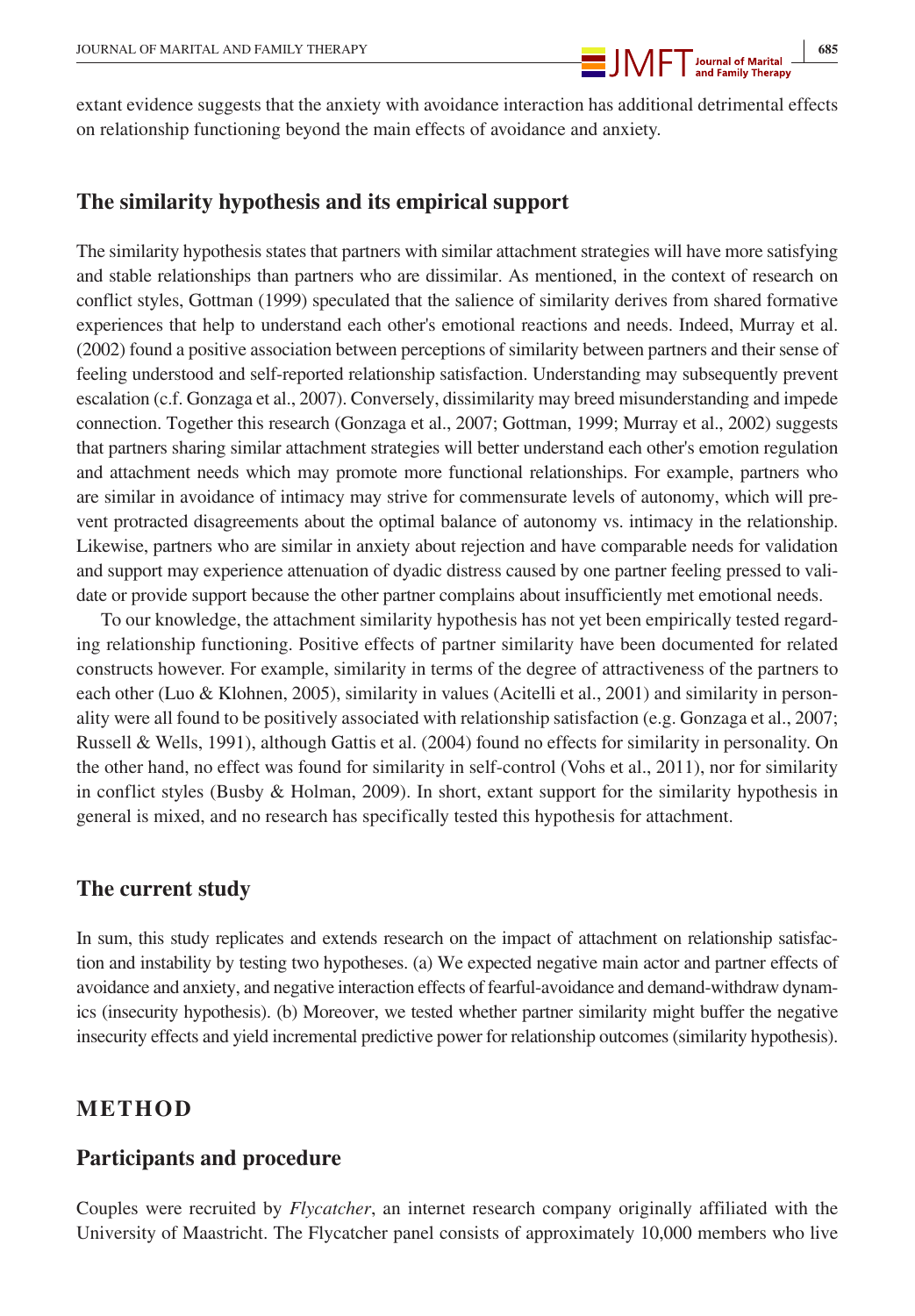extant evidence suggests that the anxiety with avoidance interaction has additional detrimental effects on relationship functioning beyond the main effects of avoidance and anxiety.

## The similarity hypothesis and its empirical support

The similarity hypothesis states that partners with similar attachment strategies will have more satisfying and stable relationships than partners who are dissimilar. As mentioned, in the context of research on conflict styles, Gottman (1999) speculated that the salience of similarity derives from shared formative experiences that help to understand each other's emotional reactions and needs. Indeed, Murray et al. (2002) found a positive association between perceptions of similarity between partners and their sense of feeling understood and self-reported relationship satisfaction. Understanding may subsequently prevent escalation (c.f. Gonzaga et al., 2007). Conversely, dissimilarity may breed misunderstanding and impede connection. Together this research (Gonzaga et al., 2007; Gottman, 1999; Murray et al., 2002) suggests that partners sharing similar attachment strategies will better understand each other's emotion regulation and attachment needs which may promote more functional relationships. For example, partners who are similar in avoidance of intimacy may strive for commensurate levels of autonomy, which will prevent protracted disagreements about the optimal balance of autonomy vs. intimacy in the relationship. Likewise, partners who are similar in anxiety about rejection and have comparable needs for validation and support may experience attenuation of dyadic distress caused by one partner feeling pressed to validate or provide support because the other partner complains about insufficiently met emotional needs.

To our knowledge, the attachment similarity hypothesis has not yet been empirically tested regarding relationship functioning. Positive effects of partner similarity have been documented for related constructs however. For example, similarity in terms of the degree of attractiveness of the partners to each other (Luo & Klohnen, 2005), similarity in values (Acitelli et al., 2001) and similarity in personality were all found to be positively associated with relationship satisfaction (e.g. Gonzaga et al., 2007; Russell & Wells, 1991), although Gattis et al. (2004) found no effects for similarity in personality. On the other hand, no effect was found for similarity in self-control (Vohs et al., 2011), nor for similarity in conflict styles (Busby & Holman, 2009). In short, extant support for the similarity hypothesis in general is mixed, and no research has specifically tested this hypothesis for attachment.

## The current study

In sum, this study replicates and extends research on the impact of attachment on relationship satisfaction and instability by testing two hypotheses. (a) We expected negative main actor and partner effects of avoidance and anxiety, and negative interaction effects of fearful-avoidance and demand-withdraw dynamics (insecurity hypothesis). (b) Moreover, we tested whether partner similarity might buffer the negative insecurity effects and yield incremental predictive power for relationship outcomes (similarity hypothesis).

# METHOD

## Participants and procedure

Couples were recruited by *Flycatcher*, an internet research company originally affiliated with the University of Maastricht. The Flycatcher panel consists of approximately 10,000 members who live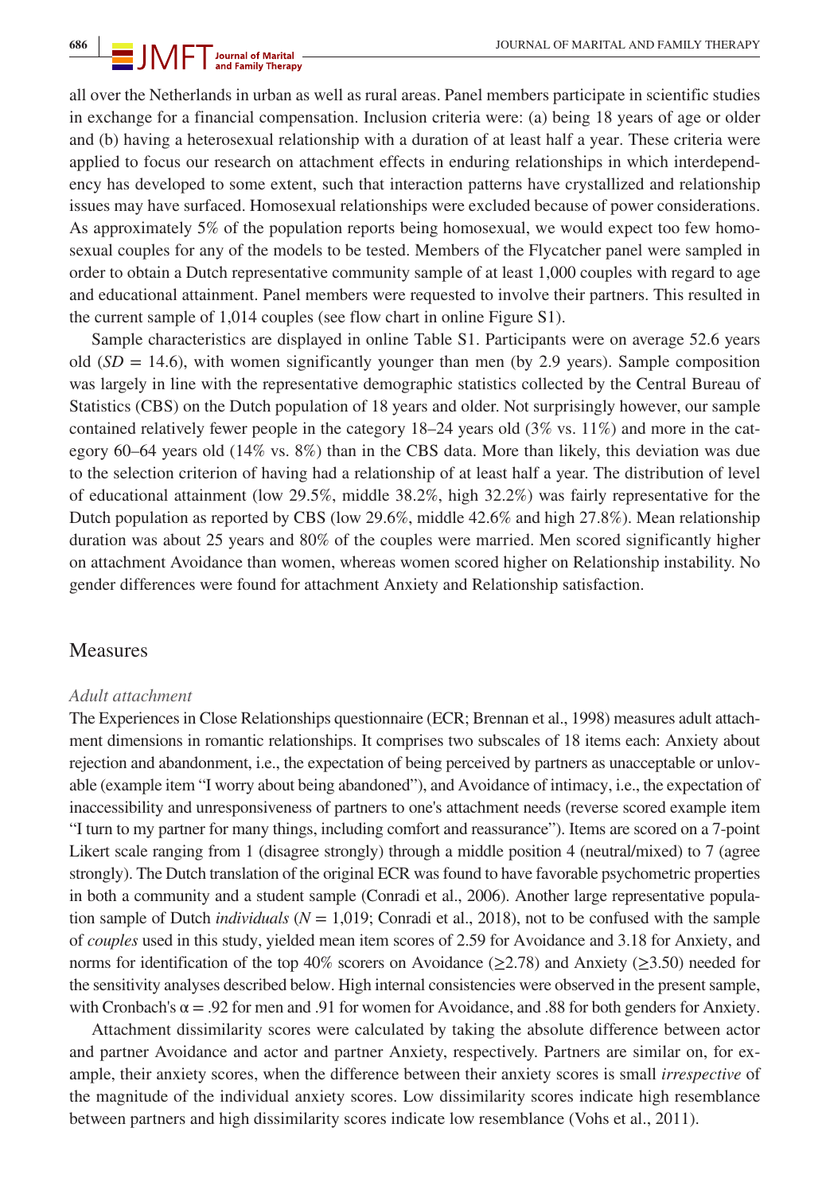all over the Netherlands in urban as well as rural areas. Panel members participate in scientific studies in exchange for a financial compensation. Inclusion criteria were: (a) being 18 years of age or older and (b) having a heterosexual relationship with a duration of at least half a year. These criteria were applied to focus our research on attachment effects in enduring relationships in which interdependency has developed to some extent, such that interaction patterns have crystallized and relationship issues may have surfaced. Homosexual relationships were excluded because of power considerations. As approximately 5% of the population reports being homosexual, we would expect too few homosexual couples for any of the models to be tested. Members of the Flycatcher panel were sampled in order to obtain a Dutch representative community sample of at least 1,000 couples with regard to age and educational attainment. Panel members were requested to involve their partners. This resulted in the current sample of 1,014 couples (see flow chart in online Figure S1).

Sample characteristics are displayed in online Table S1. Participants were on average 52.6 years old ($SD$ = 14.6), with women significantly younger than men (by 2.9 years). Sample composition was largely in line with the representative demographic statistics collected by the Central Bureau of Statistics (CBS) on the Dutch population of 18 years and older. Not surprisingly however, our sample contained relatively fewer people in the category 18–24 years old (3% vs. 11%) and more in the category 60–64 years old (14% vs. 8%) than in the CBS data. More than likely, this deviation was due to the selection criterion of having had a relationship of at least half a year. The distribution of level of educational attainment (low 29.5%, middle 38.2%, high 32.2%) was fairly representative for the Dutch population as reported by CBS (low 29.6%, middle 42.6% and high 27.8%). Mean relationship duration was about 25 years and 80% of the couples were married. Men scored significantly higher on attachment Avoidance than women, whereas women scored higher on Relationship instability. No gender differences were found for attachment Anxiety and Relationship satisfaction.

## Measures

### *Adult attachment*

The Experiences in Close Relationships questionnaire (ECR; Brennan et al., 1998) measures adult attachment dimensions in romantic relationships. It comprises two subscales of 18 items each: Anxiety about rejection and abandonment, i.e., the expectation of being perceived by partners as unacceptable or unlovable (example item "I worry about being abandoned"), and Avoidance of intimacy, i.e., the expectation of inaccessibility and unresponsiveness of partners to one's attachment needs (reverse scored example item "I turn to my partner for many things, including comfort and reassurance"). Items are scored on a 7-point Likert scale ranging from 1 (disagree strongly) through a middle position 4 (neutral/mixed) to 7 (agree strongly). The Dutch translation of the original ECR was found to have favorable psychometric properties in both a community and a student sample (Conradi et al., 2006). Another large representative population sample of Dutch *individuals* ($N$ = 1,019; Conradi et al., 2018), not to be confused with the sample of *couples* used in this study, yielded mean item scores of 2.59 for Avoidance and 3.18 for Anxiety, and norms for identification of the top 40% scorers on Avoidance (≥2.78) and Anxiety (≥3.50) needed for the sensitivity analyses described below. High internal consistencies were observed in the present sample, with Cronbach's $\alpha = .92$ for men and .91 for women for Avoidance, and .88 for both genders for Anxiety.

Attachment dissimilarity scores were calculated by taking the absolute difference between actor and partner Avoidance and actor and partner Anxiety, respectively. Partners are similar on, for example, their anxiety scores, when the difference between their anxiety scores is small *irrespective* of the magnitude of the individual anxiety scores. Low dissimilarity scores indicate high resemblance between partners and high dissimilarity scores indicate low resemblance (Vohs et al., 2011).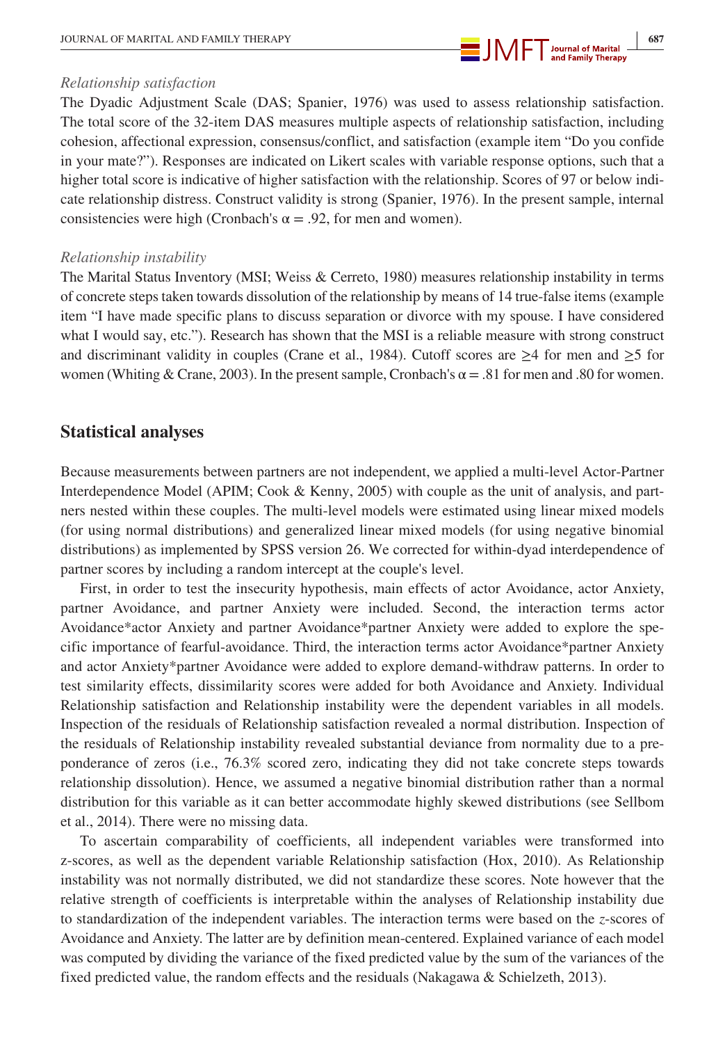*Relationship satisfaction*

The Dyadic Adjustment Scale (DAS; Spanier, 1976) was used to assess relationship satisfaction. The total score of the 32-item DAS measures multiple aspects of relationship satisfaction, including cohesion, affectional expression, consensus/conflict, and satisfaction (example item "Do you confide in your mate?"). Responses are indicated on Likert scales with variable response options, such that a higher total score is indicative of higher satisfaction with the relationship. Scores of 97 or below indicate relationship distress. Construct validity is strong (Spanier, 1976). In the present sample, internal consistencies were high (Cronbach's $\alpha = .92$, for men and women).

*Relationship instability*

The Marital Status Inventory (MSI; Weiss & Cerreto, 1980) measures relationship instability in terms of concrete steps taken towards dissolution of the relationship by means of 14 true-false items (example item "I have made specific plans to discuss separation or divorce with my spouse. I have considered what I would say, etc."). Research has shown that the MSI is a reliable measure with strong construct and discriminant validity in couples (Crane et al., 1984). Cutoff scores are $\geq 4$ for men and $\geq 5$ for women (Whiting & Crane, 2003). In the present sample, Cronbach's $\alpha = .81$ for men and .80 for women.

## Statistical analyses

Because measurements between partners are not independent, we applied a multi-level Actor-Partner Interdependence Model (APIM; Cook & Kenny, 2005) with couple as the unit of analysis, and partners nested within these couples. The multi-level models were estimated using linear mixed models (for using normal distributions) and generalized linear mixed models (for using negative binomial distributions) as implemented by SPSS version 26. We corrected for within-dyad interdependence of partner scores by including a random intercept at the couple's level.

First, in order to test the insecurity hypothesis, main effects of actor Avoidance, actor Anxiety, partner Avoidance, and partner Anxiety were included. Second, the interaction terms actor Avoidance*actor Anxiety and partner Avoidance*partner Anxiety were added to explore the specific importance of fearful-avoidance. Third, the interaction terms actor Avoidance*partner Anxiety and actor Anxiety*partner Avoidance were added to explore demand-withdraw patterns. In order to test similarity effects, dissimilarity scores were added for both Avoidance and Anxiety. Individual Relationship satisfaction and Relationship instability were the dependent variables in all models. Inspection of the residuals of Relationship satisfaction revealed a normal distribution. Inspection of the residuals of Relationship instability revealed substantial deviance from normality due to a preponderance of zeros (i.e., 76.3% scored zero, indicating they did not take concrete steps towards relationship dissolution). Hence, we assumed a negative binomial distribution rather than a normal distribution for this variable as it can better accommodate highly skewed distributions (see Sellbom et al., 2014). There were no missing data.

To ascertain comparability of coefficients, all independent variables were transformed into z-scores, as well as the dependent variable Relationship satisfaction (Hox, 2010). As Relationship instability was not normally distributed, we did not standardize these scores. Note however that the relative strength of coefficients is interpretable within the analyses of Relationship instability due to standardization of the independent variables. The interaction terms were based on the *z*-scores of Avoidance and Anxiety. The latter are by definition mean-centered. Explained variance of each model was computed by dividing the variance of the fixed predicted value by the sum of the variances of the fixed predicted value, the random effects and the residuals (Nakagawa & Schielzeth, 2013).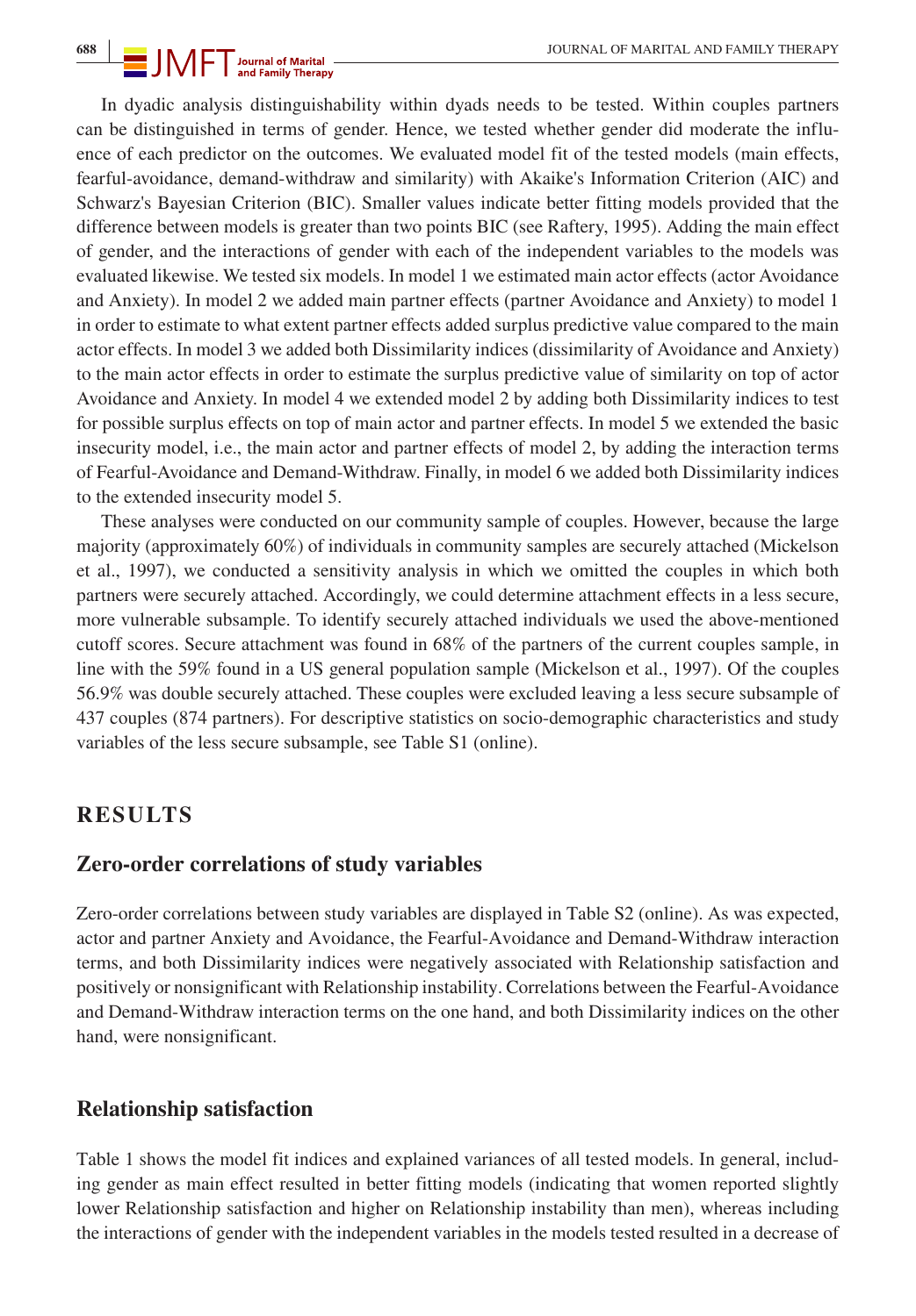In dyadic analysis distinguishability within dyads needs to be tested. Within couples partners can be distinguished in terms of gender. Hence, we tested whether gender did moderate the influence of each predictor on the outcomes. We evaluated model fit of the tested models (main effects, fearful-avoidance, demand-withdraw and similarity) with Akaike's Information Criterion (AIC) and Schwarz's Bayesian Criterion (BIC). Smaller values indicate better fitting models provided that the difference between models is greater than two points BIC (see Raftery, 1995). Adding the main effect of gender, and the interactions of gender with each of the independent variables to the models was evaluated likewise. We tested six models. In model 1 we estimated main actor effects (actor Avoidance and Anxiety). In model 2 we added main partner effects (partner Avoidance and Anxiety) to model 1 in order to estimate to what extent partner effects added surplus predictive value compared to the main actor effects. In model 3 we added both Dissimilarity indices (dissimilarity of Avoidance and Anxiety) to the main actor effects in order to estimate the surplus predictive value of similarity on top of actor Avoidance and Anxiety. In model 4 we extended model 2 by adding both Dissimilarity indices to test for possible surplus effects on top of main actor and partner effects. In model 5 we extended the basic insecurity model, i.e., the main actor and partner effects of model 2, by adding the interaction terms of Fearful-Avoidance and Demand-Withdraw. Finally, in model 6 we added both Dissimilarity indices to the extended insecurity model 5.

These analyses were conducted on our community sample of couples. However, because the large majority (approximately 60%) of individuals in community samples are securely attached (Mickelson et al., 1997), we conducted a sensitivity analysis in which we omitted the couples in which both partners were securely attached. Accordingly, we could determine attachment effects in a less secure, more vulnerable subsample. To identify securely attached individuals we used the above-mentioned cutoff scores. Secure attachment was found in 68% of the partners of the current couples sample, in line with the 59% found in a US general population sample (Mickelson et al., 1997). Of the couples 56.9% was double securely attached. These couples were excluded leaving a less secure subsample of 437 couples (874 partners). For descriptive statistics on socio-demographic characteristics and study variables of the less secure subsample, see Table S1 (online).

# RESULTS

## Zero-order correlations of study variables

Zero-order correlations between study variables are displayed in Table S2 (online). As was expected, actor and partner Anxiety and Avoidance, the Fearful-Avoidance and Demand-Withdraw interaction terms, and both Dissimilarity indices were negatively associated with Relationship satisfaction and positively or nonsignificant with Relationship instability. Correlations between the Fearful-Avoidance and Demand-Withdraw interaction terms on the one hand, and both Dissimilarity indices on the other hand, were nonsignificant.

## Relationship satisfaction

Table 1 shows the model fit indices and explained variances of all tested models. In general, including gender as main effect resulted in better fitting models (indicating that women reported slightly lower Relationship satisfaction and higher on Relationship instability than men), whereas including the interactions of gender with the independent variables in the models tested resulted in a decrease of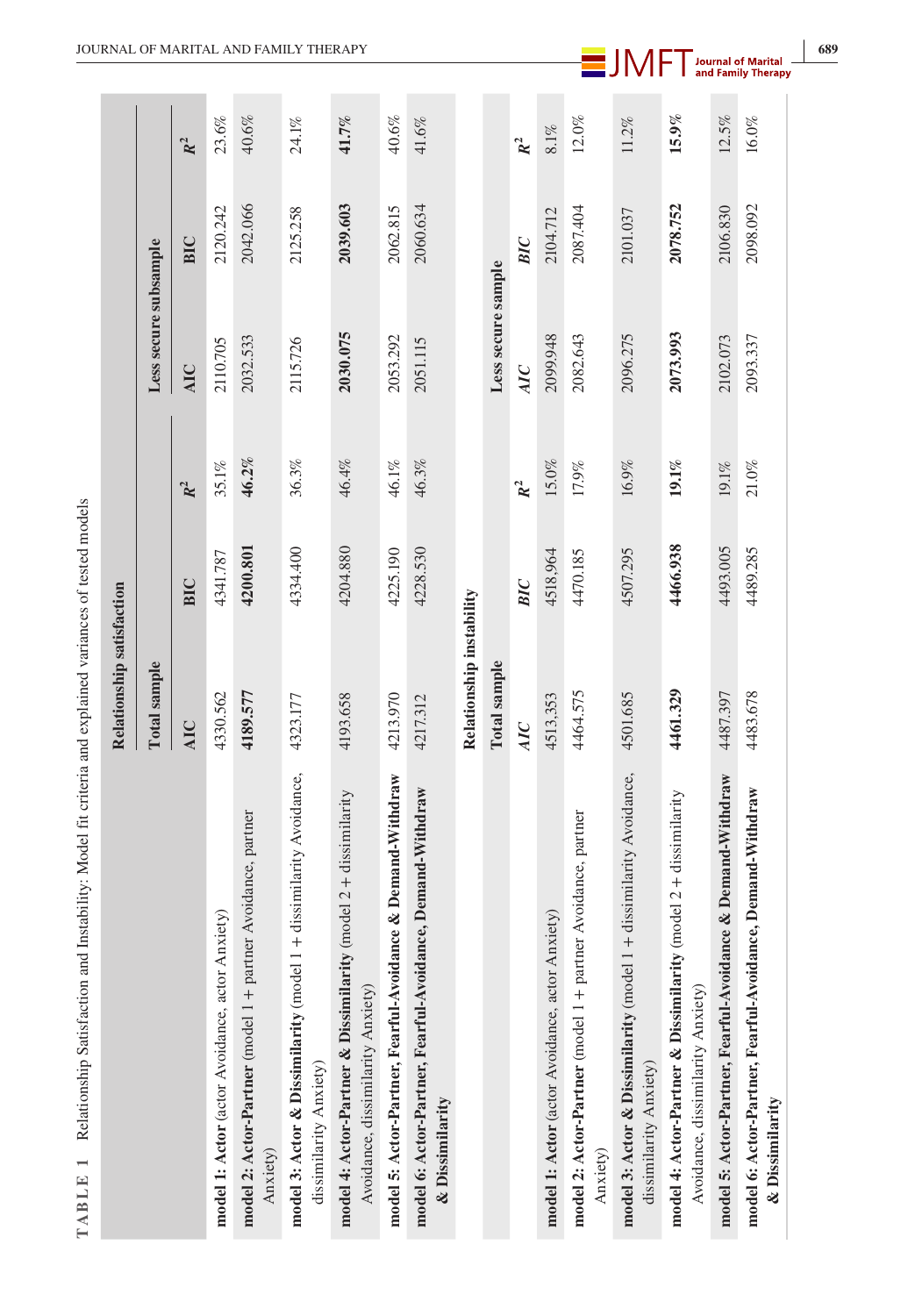**TABLE 1** Relationship Satisfaction and Instability: Model fit criteria and explained variances of tested models

| | Relationship satisfaction | | | | | |
|---|---|---|---|---|---|---|
| | Total sample | | | Less secure subsample | | |
| | AIC | BIC | $R^2$ | AIC | BIC | $R^2$ |
| **model 1: Actor** (actor Avoidance, actor Anxiety) | 4330.562 | 4341.787 | 35.1% | 2110.705 | 2120.242 | 23.6% |
| **model 2: Actor-Partner** (model 1 + partner Avoidance, partner Anxiety) | **4189.577** | **4200.801** | **46.2%** | 2032.533 | 2042.066 | 40.6% |
| **model 3: Actor & Dissimilarity** (model 1 + dissimilarity Avoidance, dissimilarity Anxiety) | 4323.177 | 4334.400 | 36.3% | 2115.726 | 2125.258 | 24.1% |
| **model 4: Actor-Partner & Dissimilarity** (model 2 + dissimilarity Avoidance, dissimilarity Anxiety) | 4193.658 | 4204.880 | 46.4% | **2030.075** | **2039.603** | **41.7%** |
| **model 5: Actor-Partner, Fearful-Avoidance & Demand-Withdraw** | 4213.970 | 4225.190 | 46.1% | 2053.292 | 2062.815 | 40.6% |
| **model 6: Actor-Partner, Fearful-Avoidance, Demand-Withdraw & Dissimilarity** | 4217.312 | 4228.530 | 46.3% | 2051.115 | 2060.634 | 41.6% |
| | **Relationship instability** | | | | | |
| | Total sample | | | Less secure sample | | |
| | *AIC* | *BIC* | $R^2$ | *AIC* | *BIC* | $R^2$ |
| **model 1: Actor** (actor Avoidance, actor Anxiety) | 4513,353 | 4518,964 | 15.0% | 2099.948 | 2104.712 | 8.1% |
| **model 2: Actor-Partner** (model 1 + partner Avoidance, partner Anxiety) | 4464.575 | 4470.185 | 17.9% | 2082.643 | 2087.404 | 12.0% |
| **model 3: Actor & Dissimilarity** (model 1 + dissimilarity Avoidance, dissimilarity Anxiety) | 4501.685 | 4507.295 | 16.9% | 2096.275 | 2101.037 | 11.2% |
| **model 4: Actor-Partner & Dissimilarity** (model 2 + dissimilarity Avoidance, dissimilarity Anxiety) | **4461.329** | **4466.938** | **19.1%** | **2073.993** | **2078.752** | **15.9%** |
| **model 5: Actor-Partner, Fearful-Avoidance & Demand-Withdraw** | 4487.397 | 4493.005 | 19.1% | 2102.073 | 2106.830 | 12.5% |
| **model 6: Actor-Partner, Fearful-Avoidance, Demand-Withdraw & Dissimilarity** | 4483.678 | 4489.285 | 21.0% | 2093.337 | 2098.092 | 16.0% |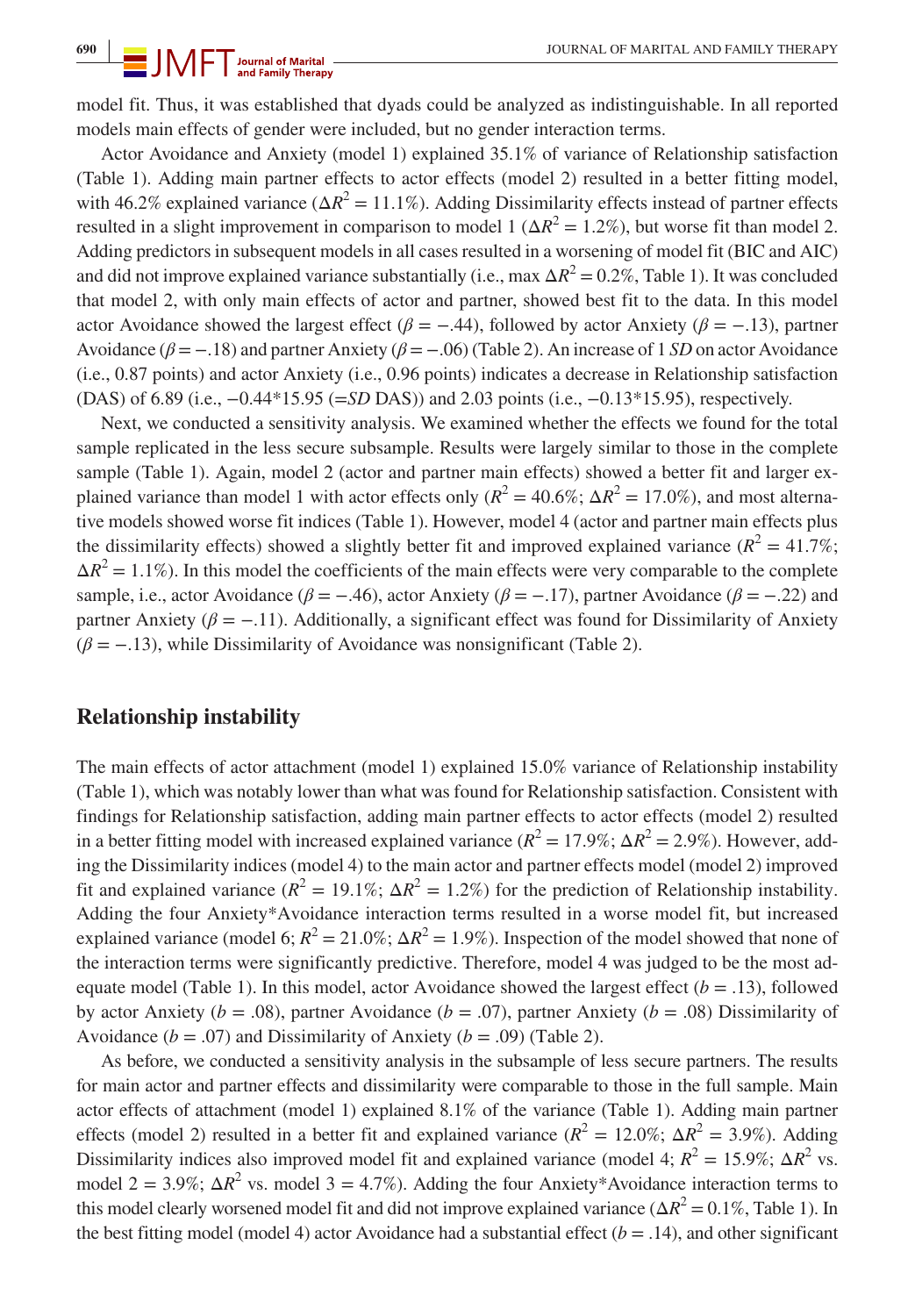model fit. Thus, it was established that dyads could be analyzed as indistinguishable. In all reported models main effects of gender were included, but no gender interaction terms.

Actor Avoidance and Anxiety (model 1) explained 35.1% of variance of Relationship satisfaction (Table 1). Adding main partner effects to actor effects (model 2) resulted in a better fitting model, with 46.2% explained variance ($\Delta R^2 = 11.1\%$). Adding Dissimilarity effects instead of partner effects resulted in a slight improvement in comparison to model 1 ($\Delta R^2 = 1.2\%$), but worse fit than model 2. Adding predictors in subsequent models in all cases resulted in a worsening of model fit (BIC and AIC) and did not improve explained variance substantially (i.e., max $\Delta R^2 = 0.2\%$, Table 1). It was concluded that model 2, with only main effects of actor and partner, showed best fit to the data. In this model actor Avoidance showed the largest effect ($\beta = -.44$), followed by actor Anxiety ($\beta = -.13$), partner Avoidance ($\beta = -.18$) and partner Anxiety ($\beta = -.06$) (Table 2). An increase of 1 *SD* on actor Avoidance (i.e., 0.87 points) and actor Anxiety (i.e., 0.96 points) indicates a decrease in Relationship satisfaction (DAS) of 6.89 (i.e., $-0.44*15.95$ (=*SD* DAS)) and 2.03 points (i.e., $-0.13*15.95$), respectively.

Next, we conducted a sensitivity analysis. We examined whether the effects we found for the total sample replicated in the less secure subsample. Results were largely similar to those in the complete sample (Table 1). Again, model 2 (actor and partner main effects) showed a better fit and larger explained variance than model 1 with actor effects only ($R^2 = 40.6\%$; $\Delta R^2 = 17.0\%$), and most alternative models showed worse fit indices (Table 1). However, model 4 (actor and partner main effects plus the dissimilarity effects) showed a slightly better fit and improved explained variance ($R^2 = 41.7\%$; $\Delta R^2 = 1.1\%$). In this model the coefficients of the main effects were very comparable to the complete sample, i.e., actor Avoidance ($\beta = -.46$), actor Anxiety ($\beta = -.17$), partner Avoidance ($\beta = -.22$) and partner Anxiety ($\beta = -.11$). Additionally, a significant effect was found for Dissimilarity of Anxiety ($\beta = -.13$), while Dissimilarity of Avoidance was nonsignificant (Table 2).

## Relationship instability

The main effects of actor attachment (model 1) explained 15.0% variance of Relationship instability (Table 1), which was notably lower than what was found for Relationship satisfaction. Consistent with findings for Relationship satisfaction, adding main partner effects to actor effects (model 2) resulted in a better fitting model with increased explained variance ($R^2 = 17.9\%$; $\Delta R^2 = 2.9\%$). However, adding the Dissimilarity indices (model 4) to the main actor and partner effects model (model 2) improved fit and explained variance ($R^2 = 19.1\%$; $\Delta R^2 = 1.2\%$) for the prediction of Relationship instability. Adding the four Anxiety*Avoidance interaction terms resulted in a worse model fit, but increased explained variance (model 6; $R^2 = 21.0\%$; $\Delta R^2 = 1.9\%$). Inspection of the model showed that none of the interaction terms were significantly predictive. Therefore, model 4 was judged to be the most adequate model (Table 1). In this model, actor Avoidance showed the largest effect ($b = .13$), followed by actor Anxiety ($b = .08$), partner Avoidance ($b = .07$), partner Anxiety ($b = .08$) Dissimilarity of Avoidance ($b = .07$) and Dissimilarity of Anxiety ($b = .09$) (Table 2).

As before, we conducted a sensitivity analysis in the subsample of less secure partners. The results for main actor and partner effects and dissimilarity were comparable to those in the full sample. Main actor effects of attachment (model 1) explained 8.1% of the variance (Table 1). Adding main partner effects (model 2) resulted in a better fit and explained variance ($R^2 = 12.0\%$; $\Delta R^2 = 3.9\%$). Adding Dissimilarity indices also improved model fit and explained variance (model 4; $R^2 = 15.9\%$; $\Delta R^2$ vs. model 2 = 3.9%; $\Delta R^2$ vs. model 3 = 4.7%). Adding the four Anxiety*Avoidance interaction terms to this model clearly worsened model fit and did not improve explained variance ($\Delta R^2 = 0.1\%$, Table 1). In the best fitting model (model 4) actor Avoidance had a substantial effect ($b = .14$), and other significant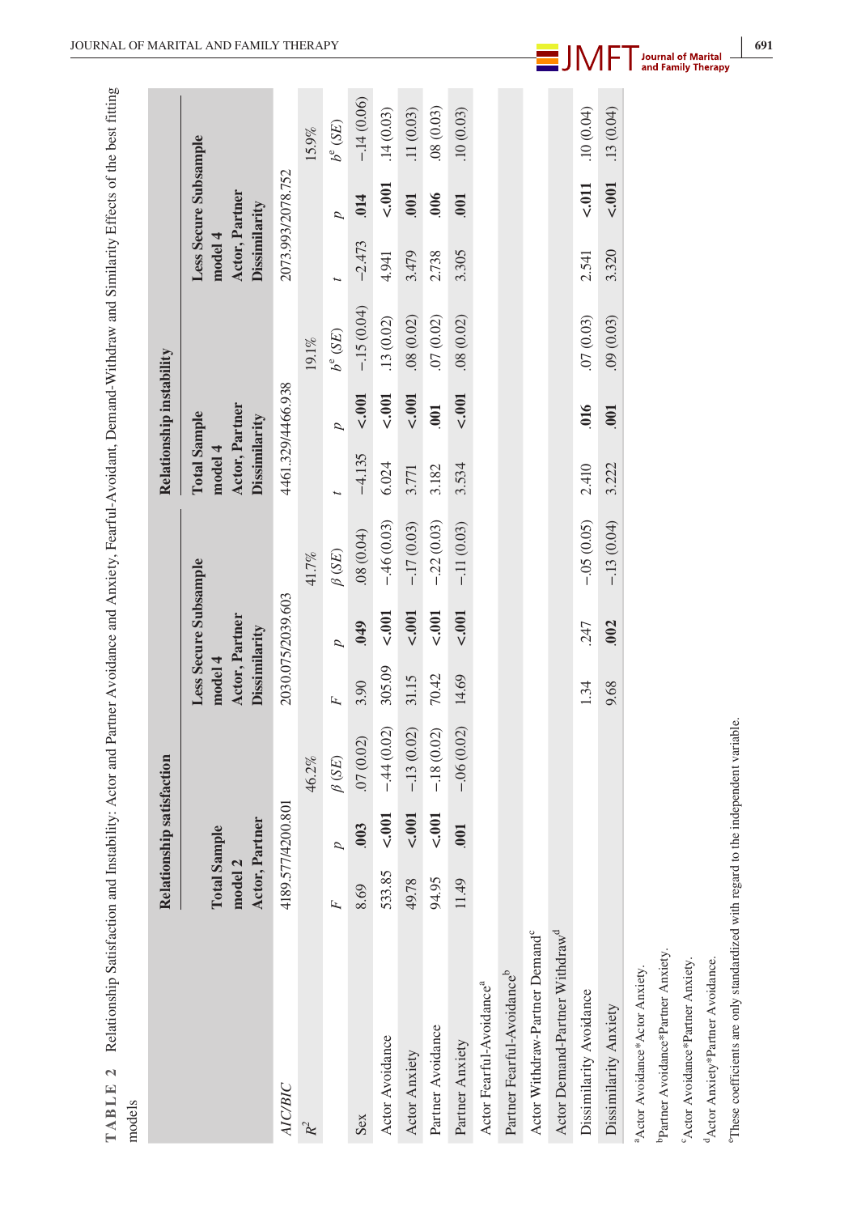**TABLE 2** Relationship Satisfaction and Instability: Actor and Partner Avoidance and Anxiety, Fearful-Avoidant, Demand-Withdraw and Similarity Effects of the best fitting models

| | Relationship satisfaction | | | | | | Relationship instability | | | | | |
|---|---|---|---|---|---|---|---|---|---|---|---|---|
| | Total Sample model 2 Actor, Partner | | | Less Secure Subsample model 4 Actor, Partner Dissimilarity | | | Total Sample model 4 Actor, Partner Dissimilarity | | | Less Secure Subsample model 4 Actor, Partner Dissimilarity | | |
| *AIC/BIC* | 4189.577/4200.801 | | | 2030.075/2039.603 | | | 4461.329/4466.938 | | | 2073.993/2078.752 | | |
| $R^2$ | | | 46.2% | | | 41.7% | | | 19.1% | | | 15.9% |
| | *F* | *p* | *β (SE)* | *F* | *p* | *β (SE)* | *t* | *p* | *b[e] (SE)* | *t* | *p* | *b[e] (SE)* |
| Sex | 8.69 | **.003** | .07 (0.02) | 3.90 | **.049** | .08 (0.04) | −4.135 | **<.001** | −.15 (0.04) | −2.473 | **.014** | −.14 (0.06) |
| Actor Avoidance | 533.85 | **<.001** | −.44 (0.02) | 305.09 | **<.001** | −.46 (0.03) | 6.024 | **<.001** | .13 (0.02) | 4.941 | **<.001** | .14 (0.03) |
| Actor Anxiety | 49.78 | **<.001** | −.13 (0.02) | 31.15 | **<.001** | −.17 (0.03) | 3.771 | **<.001** | .08 (0.02) | 3.479 | **.001** | .11 (0.03) |
| Partner Avoidance | 94.95 | **<.001** | −.18 (0.02) | 70.42 | **<.001** | −.22 (0.03) | 3.182 | **.001** | .07 (0.02) | 2.738 | **.006** | .08 (0.03) |
| Partner Anxiety | 11.49 | **.001** | −.06 (0.02) | 14.69 | **<.001** | −.11 (0.03) | 3.534 | **<.001** | .08 (0.02) | 3.305 | **.001** | .10 (0.03) |
| Actor Fearful-Avoidance[a] | | | | | | | | | | | | |
| Partner Fearful-Avoidance[b] | | | | | | | | | | | | |
| Actor Withdraw-Partner Demand[c] | | | | | | | | | | | | |
| Actor Demand-Partner Withdraw[d] | | | | | | | | | | | | |
| Dissimilarity Avoidance | | | | 1.34 | .247 | −.05 (0.05) | 2.410 | **.016** | .07 (0.03) | 2.541 | **<.011** | .10 (0.04) |
| Dissimilarity Anxiety | | | | 9.68 | **.002** | −.13 (0.04) | 3.222 | **.001** | .09 (0.03) | 3.320 | **<.001** | .13 (0.04) |

[a]Actor Avoidance*Actor Anxiety.
[b]Partner Avoidance*Partner Anxiety.
[c]Actor Avoidance*Partner Anxiety.
[d]Actor Anxiety*Partner Avoidance.
[e]These coefficients are only standardized with regard to the independent variable.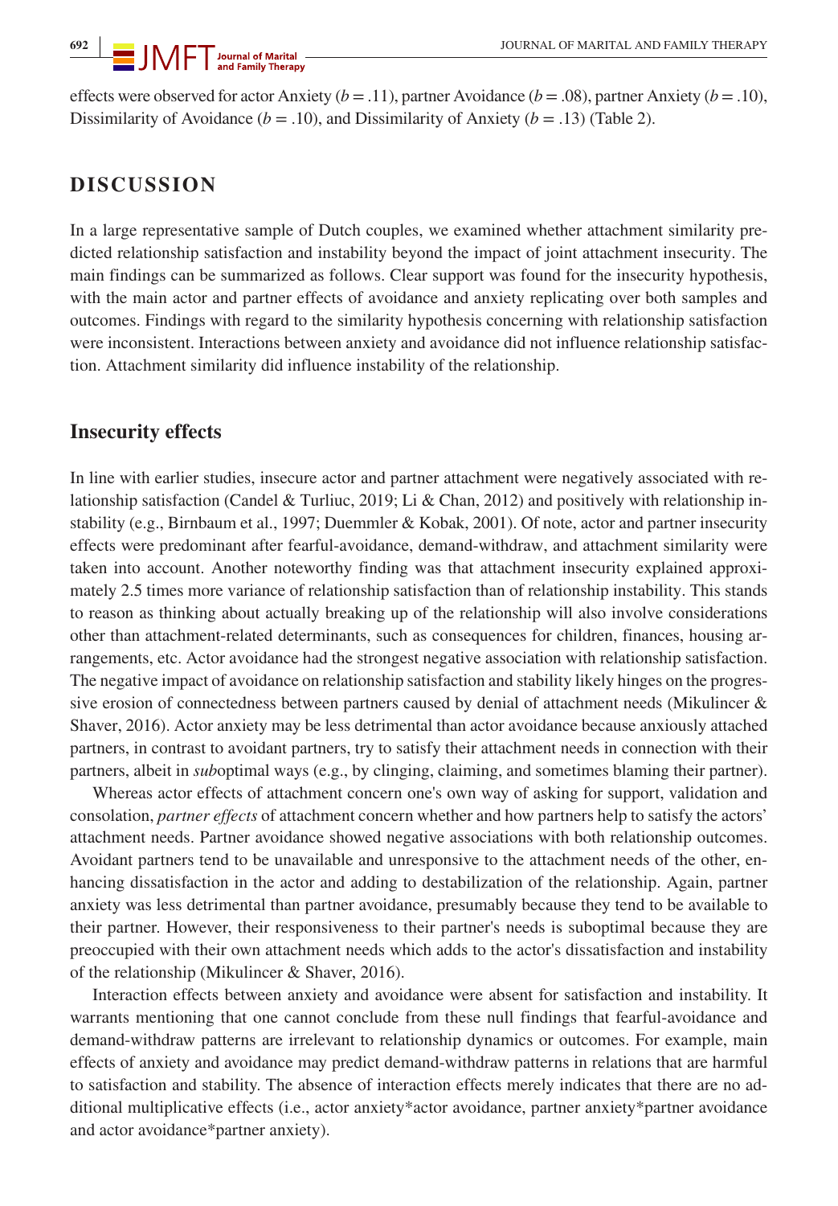effects were observed for actor Anxiety ($b = .11$), partner Avoidance ($b = .08$), partner Anxiety ($b = .10$), Dissimilarity of Avoidance ($b = .10$), and Dissimilarity of Anxiety ($b = .13$) (Table 2).

# DISCUSSION

In a large representative sample of Dutch couples, we examined whether attachment similarity predicted relationship satisfaction and instability beyond the impact of joint attachment insecurity. The main findings can be summarized as follows. Clear support was found for the insecurity hypothesis, with the main actor and partner effects of avoidance and anxiety replicating over both samples and outcomes. Findings with regard to the similarity hypothesis concerning with relationship satisfaction were inconsistent. Interactions between anxiety and avoidance did not influence relationship satisfaction. Attachment similarity did influence instability of the relationship.

## Insecurity effects

In line with earlier studies, insecure actor and partner attachment were negatively associated with relationship satisfaction (Candel & Turliuc, 2019; Li & Chan, 2012) and positively with relationship instability (e.g., Birnbaum et al., 1997; Duemmler & Kobak, 2001). Of note, actor and partner insecurity effects were predominant after fearful-avoidance, demand-withdraw, and attachment similarity were taken into account. Another noteworthy finding was that attachment insecurity explained approximately 2.5 times more variance of relationship satisfaction than of relationship instability. This stands to reason as thinking about actually breaking up of the relationship will also involve considerations other than attachment-related determinants, such as consequences for children, finances, housing arrangements, etc. Actor avoidance had the strongest negative association with relationship satisfaction. The negative impact of avoidance on relationship satisfaction and stability likely hinges on the progressive erosion of connectedness between partners caused by denial of attachment needs (Mikulincer & Shaver, 2016). Actor anxiety may be less detrimental than actor avoidance because anxiously attached partners, in contrast to avoidant partners, try to satisfy their attachment needs in connection with their partners, albeit in *sub*optimal ways (e.g., by clinging, claiming, and sometimes blaming their partner).

Whereas actor effects of attachment concern one's own way of asking for support, validation and consolation, *partner effects* of attachment concern whether and how partners help to satisfy the actors' attachment needs. Partner avoidance showed negative associations with both relationship outcomes. Avoidant partners tend to be unavailable and unresponsive to the attachment needs of the other, enhancing dissatisfaction in the actor and adding to destabilization of the relationship. Again, partner anxiety was less detrimental than partner avoidance, presumably because they tend to be available to their partner. However, their responsiveness to their partner's needs is suboptimal because they are preoccupied with their own attachment needs which adds to the actor's dissatisfaction and instability of the relationship (Mikulincer & Shaver, 2016).

Interaction effects between anxiety and avoidance were absent for satisfaction and instability. It warrants mentioning that one cannot conclude from these null findings that fearful-avoidance and demand-withdraw patterns are irrelevant to relationship dynamics or outcomes. For example, main effects of anxiety and avoidance may predict demand-withdraw patterns in relations that are harmful to satisfaction and stability. The absence of interaction effects merely indicates that there are no additional multiplicative effects (i.e., actor anxiety*actor avoidance, partner anxiety*partner avoidance and actor avoidance*partner anxiety).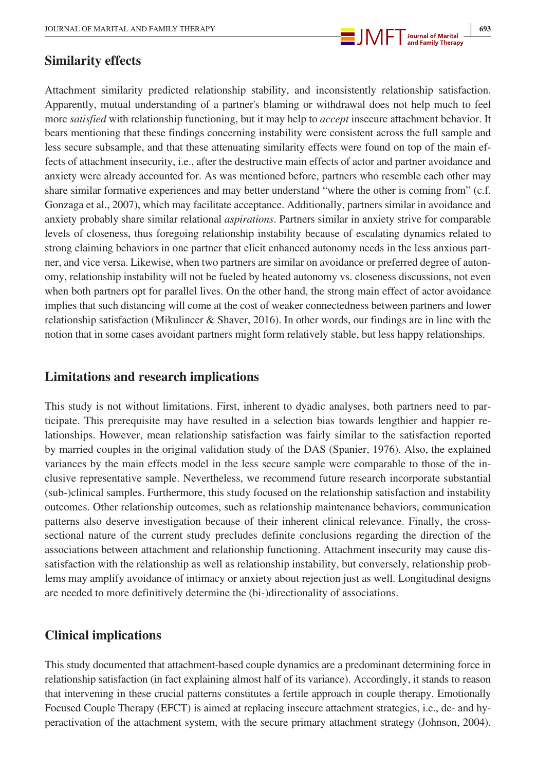## Similarity effects

Attachment similarity predicted relationship stability, and inconsistently relationship satisfaction. Apparently, mutual understanding of a partner's blaming or withdrawal does not help much to feel more *satisfied* with relationship functioning, but it may help to *accept* insecure attachment behavior. It bears mentioning that these findings concerning instability were consistent across the full sample and less secure subsample, and that these attenuating similarity effects were found on top of the main effects of attachment insecurity, i.e., after the destructive main effects of actor and partner avoidance and anxiety were already accounted for. As was mentioned before, partners who resemble each other may share similar formative experiences and may better understand "where the other is coming from" (c.f. Gonzaga et al., 2007), which may facilitate acceptance. Additionally, partners similar in avoidance and anxiety probably share similar relational *aspirations*. Partners similar in anxiety strive for comparable levels of closeness, thus foregoing relationship instability because of escalating dynamics related to strong claiming behaviors in one partner that elicit enhanced autonomy needs in the less anxious partner, and vice versa. Likewise, when two partners are similar on avoidance or preferred degree of autonomy, relationship instability will not be fueled by heated autonomy vs. closeness discussions, not even when both partners opt for parallel lives. On the other hand, the strong main effect of actor avoidance implies that such distancing will come at the cost of weaker connectedness between partners and lower relationship satisfaction (Mikulincer & Shaver, 2016). In other words, our findings are in line with the notion that in some cases avoidant partners might form relatively stable, but less happy relationships.

## Limitations and research implications

This study is not without limitations. First, inherent to dyadic analyses, both partners need to participate. This prerequisite may have resulted in a selection bias towards lengthier and happier relationships. However, mean relationship satisfaction was fairly similar to the satisfaction reported by married couples in the original validation study of the DAS (Spanier, 1976). Also, the explained variances by the main effects model in the less secure sample were comparable to those of the inclusive representative sample. Nevertheless, we recommend future research incorporate substantial (sub-)clinical samples. Furthermore, this study focused on the relationship satisfaction and instability outcomes. Other relationship outcomes, such as relationship maintenance behaviors, communication patterns also deserve investigation because of their inherent clinical relevance. Finally, the cross-sectional nature of the current study precludes definite conclusions regarding the direction of the associations between attachment and relationship functioning. Attachment insecurity may cause dissatisfaction with the relationship as well as relationship instability, but conversely, relationship problems may amplify avoidance of intimacy or anxiety about rejection just as well. Longitudinal designs are needed to more definitively determine the (bi-)directionality of associations.

## Clinical implications

This study documented that attachment-based couple dynamics are a predominant determining force in relationship satisfaction (in fact explaining almost half of its variance). Accordingly, it stands to reason that intervening in these crucial patterns constitutes a fertile approach in couple therapy. Emotionally Focused Couple Therapy (EFCT) is aimed at replacing insecure attachment strategies, i.e., de- and hyperactivation of the attachment system, with the secure primary attachment strategy (Johnson, 2004).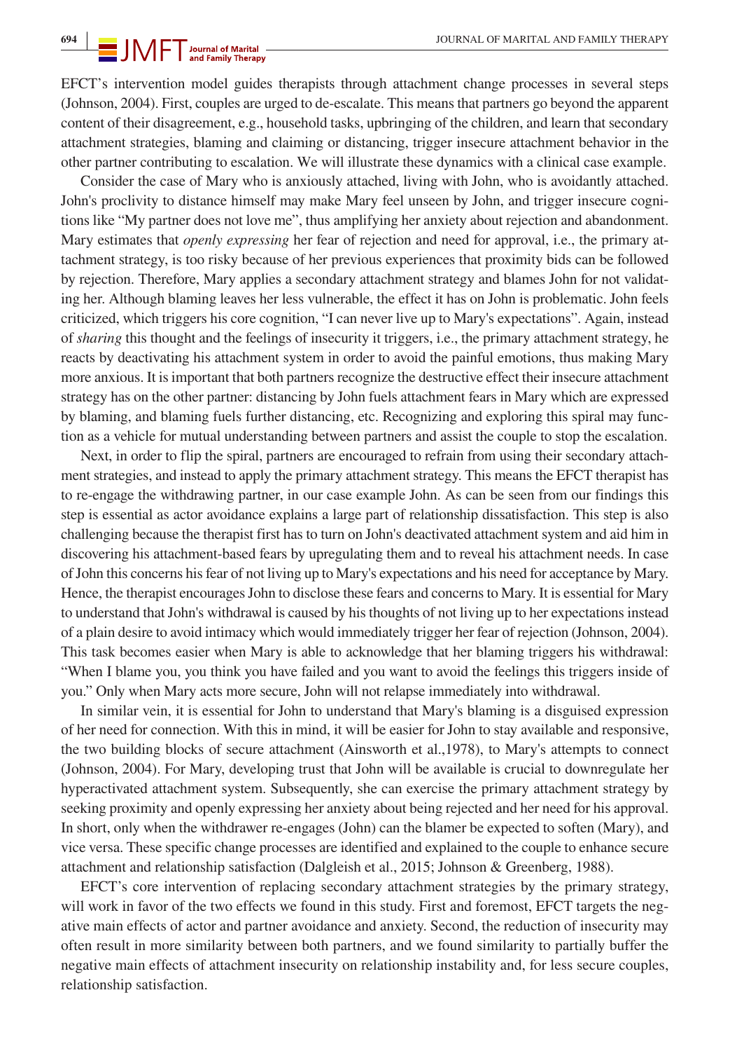EFCT's intervention model guides therapists through attachment change processes in several steps (Johnson, 2004). First, couples are urged to de-escalate. This means that partners go beyond the apparent content of their disagreement, e.g., household tasks, upbringing of the children, and learn that secondary attachment strategies, blaming and claiming or distancing, trigger insecure attachment behavior in the other partner contributing to escalation. We will illustrate these dynamics with a clinical case example.

Consider the case of Mary who is anxiously attached, living with John, who is avoidantly attached. John's proclivity to distance himself may make Mary feel unseen by John, and trigger insecure cognitions like "My partner does not love me", thus amplifying her anxiety about rejection and abandonment. Mary estimates that *openly expressing* her fear of rejection and need for approval, i.e., the primary attachment strategy, is too risky because of her previous experiences that proximity bids can be followed by rejection. Therefore, Mary applies a secondary attachment strategy and blames John for not validating her. Although blaming leaves her less vulnerable, the effect it has on John is problematic. John feels criticized, which triggers his core cognition, "I can never live up to Mary's expectations". Again, instead of *sharing* this thought and the feelings of insecurity it triggers, i.e., the primary attachment strategy, he reacts by deactivating his attachment system in order to avoid the painful emotions, thus making Mary more anxious. It is important that both partners recognize the destructive effect their insecure attachment strategy has on the other partner: distancing by John fuels attachment fears in Mary which are expressed by blaming, and blaming fuels further distancing, etc. Recognizing and exploring this spiral may function as a vehicle for mutual understanding between partners and assist the couple to stop the escalation.

Next, in order to flip the spiral, partners are encouraged to refrain from using their secondary attachment strategies, and instead to apply the primary attachment strategy. This means the EFCT therapist has to re-engage the withdrawing partner, in our case example John. As can be seen from our findings this step is essential as actor avoidance explains a large part of relationship dissatisfaction. This step is also challenging because the therapist first has to turn on John's deactivated attachment system and aid him in discovering his attachment-based fears by upregulating them and to reveal his attachment needs. In case of John this concerns his fear of not living up to Mary's expectations and his need for acceptance by Mary. Hence, the therapist encourages John to disclose these fears and concerns to Mary. It is essential for Mary to understand that John's withdrawal is caused by his thoughts of not living up to her expectations instead of a plain desire to avoid intimacy which would immediately trigger her fear of rejection (Johnson, 2004). This task becomes easier when Mary is able to acknowledge that her blaming triggers his withdrawal: "When I blame you, you think you have failed and you want to avoid the feelings this triggers inside of you." Only when Mary acts more secure, John will not relapse immediately into withdrawal.

In similar vein, it is essential for John to understand that Mary's blaming is a disguised expression of her need for connection. With this in mind, it will be easier for John to stay available and responsive, the two building blocks of secure attachment (Ainsworth et al.,1978), to Mary's attempts to connect (Johnson, 2004). For Mary, developing trust that John will be available is crucial to downregulate her hyperactivated attachment system. Subsequently, she can exercise the primary attachment strategy by seeking proximity and openly expressing her anxiety about being rejected and her need for his approval. In short, only when the withdrawer re-engages (John) can the blamer be expected to soften (Mary), and vice versa. These specific change processes are identified and explained to the couple to enhance secure attachment and relationship satisfaction (Dalgleish et al., 2015; Johnson & Greenberg, 1988).

EFCT's core intervention of replacing secondary attachment strategies by the primary strategy, will work in favor of the two effects we found in this study. First and foremost, EFCT targets the negative main effects of actor and partner avoidance and anxiety. Second, the reduction of insecurity may often result in more similarity between both partners, and we found similarity to partially buffer the negative main effects of attachment insecurity on relationship instability and, for less secure couples, relationship satisfaction.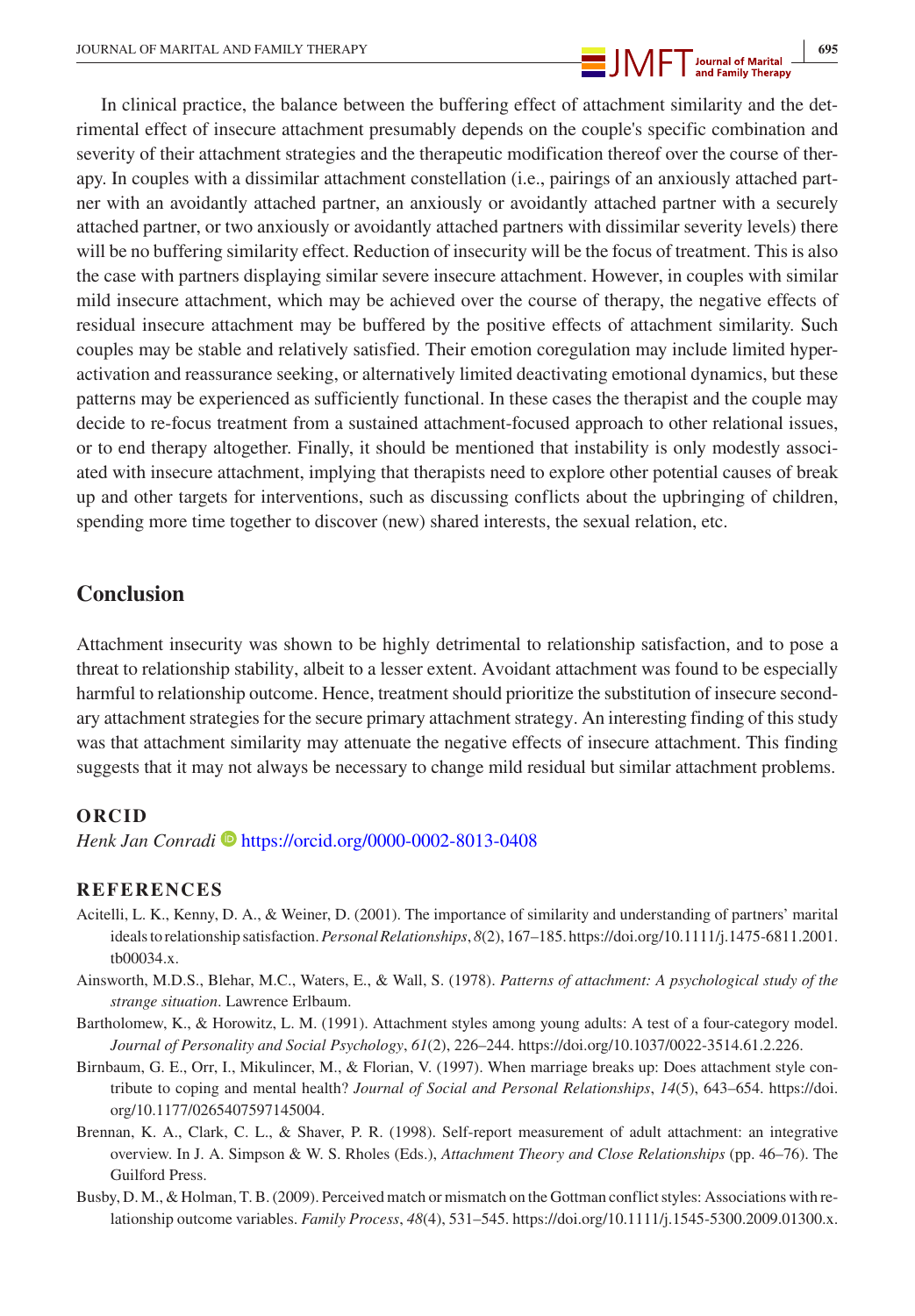In clinical practice, the balance between the buffering effect of attachment similarity and the detrimental effect of insecure attachment presumably depends on the couple's specific combination and severity of their attachment strategies and the therapeutic modification thereof over the course of therapy. In couples with a dissimilar attachment constellation (i.e., pairings of an anxiously attached partner with an avoidantly attached partner, an anxiously or avoidantly attached partner with a securely attached partner, or two anxiously or avoidantly attached partners with dissimilar severity levels) there will be no buffering similarity effect. Reduction of insecurity will be the focus of treatment. This is also the case with partners displaying similar severe insecure attachment. However, in couples with similar mild insecure attachment, which may be achieved over the course of therapy, the negative effects of residual insecure attachment may be buffered by the positive effects of attachment similarity. Such couples may be stable and relatively satisfied. Their emotion coregulation may include limited hyperactivation and reassurance seeking, or alternatively limited deactivating emotional dynamics, but these patterns may be experienced as sufficiently functional. In these cases the therapist and the couple may decide to re-focus treatment from a sustained attachment-focused approach to other relational issues, or to end therapy altogether. Finally, it should be mentioned that instability is only modestly associated with insecure attachment, implying that therapists need to explore other potential causes of break up and other targets for interventions, such as discussing conflicts about the upbringing of children, spending more time together to discover (new) shared interests, the sexual relation, etc.

## Conclusion

Attachment insecurity was shown to be highly detrimental to relationship satisfaction, and to pose a threat to relationship stability, albeit to a lesser extent. Avoidant attachment was found to be especially harmful to relationship outcome. Hence, treatment should prioritize the substitution of insecure secondary attachment strategies for the secure primary attachment strategy. An interesting finding of this study was that attachment similarity may attenuate the negative effects of insecure attachment. This finding suggests that it may not always be necessary to change mild residual but similar attachment problems.

### ORCID

*Henk Jan Conradi* https://orcid.org/0000-0002-8013-0408

### REFERENCES

Acitelli, L. K., Kenny, D. A., & Weiner, D. (2001). The importance of similarity and understanding of partners' marital ideals to relationship satisfaction. *Personal Relationships*, *8*(2), 167–185. https://doi.org/10.1111/j.1475-6811.2001.tb00034.x.

Ainsworth, M.D.S., Blehar, M.C., Waters, E., & Wall, S. (1978). *Patterns of attachment: A psychological study of the strange situation*. Lawrence Erlbaum.

Bartholomew, K., & Horowitz, L. M. (1991). Attachment styles among young adults: A test of a four-category model. *Journal of Personality and Social Psychology*, *61*(2), 226–244. https://doi.org/10.1037/0022-3514.61.2.226.

Birnbaum, G. E., Orr, I., Mikulincer, M., & Florian, V. (1997). When marriage breaks up: Does attachment style contribute to coping and mental health? *Journal of Social and Personal Relationships*, *14*(5), 643–654. https://doi.org/10.1177/0265407597145004.

Brennan, K. A., Clark, C. L., & Shaver, P. R. (1998). Self-report measurement of adult attachment: an integrative overview. In J. A. Simpson & W. S. Rholes (Eds.), *Attachment Theory and Close Relationships* (pp. 46–76). The Guilford Press.

Busby, D. M., & Holman, T. B. (2009). Perceived match or mismatch on the Gottman conflict styles: Associations with relationship outcome variables. *Family Process*, *48*(4), 531–545. https://doi.org/10.1111/j.1545-5300.2009.01300.x.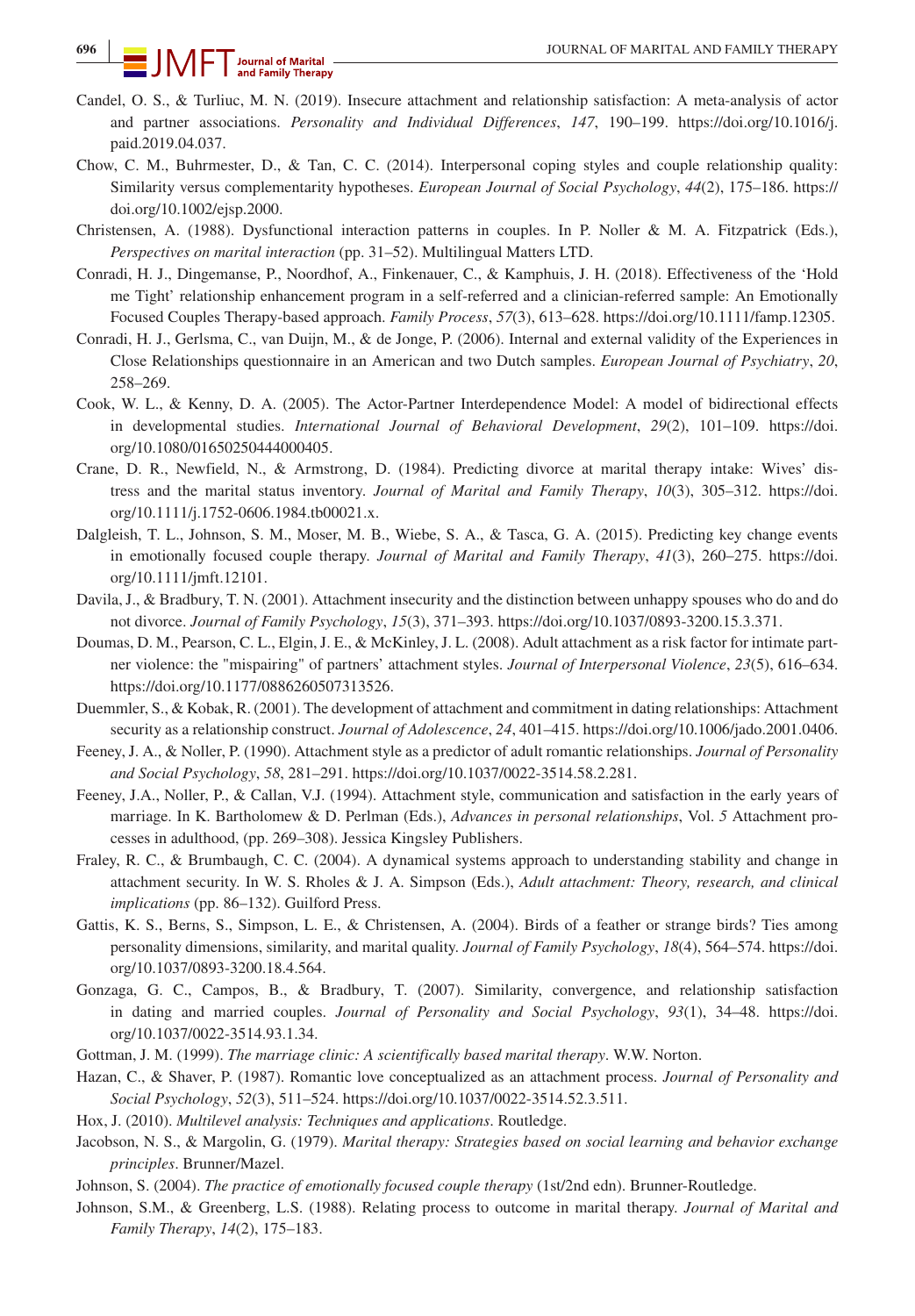Candel, O. S., & Turliuc, M. N. (2019). Insecure attachment and relationship satisfaction: A meta-analysis of actor and partner associations. *Personality and Individual Differences*, *147*, 190–199. https://doi.org/10.1016/j.paid.2019.04.037.

Chow, C. M., Buhrmester, D., & Tan, C. C. (2014). Interpersonal coping styles and couple relationship quality: Similarity versus complementarity hypotheses. *European Journal of Social Psychology*, *44*(2), 175–186. https://doi.org/10.1002/ejsp.2000.

Christensen, A. (1988). Dysfunctional interaction patterns in couples. In P. Noller & M. A. Fitzpatrick (Eds.), *Perspectives on marital interaction* (pp. 31–52). Multilingual Matters LTD.

Conradi, H. J., Dingemanse, P., Noordhof, A., Finkenauer, C., & Kamphuis, J. H. (2018). Effectiveness of the 'Hold me Tight' relationship enhancement program in a self-referred and a clinician-referred sample: An Emotionally Focused Couples Therapy-based approach. *Family Process*, *57*(3), 613–628. https://doi.org/10.1111/famp.12305.

Conradi, H. J., Gerlsma, C., van Duijn, M., & de Jonge, P. (2006). Internal and external validity of the Experiences in Close Relationships questionnaire in an American and two Dutch samples. *European Journal of Psychiatry*, *20*, 258–269.

Cook, W. L., & Kenny, D. A. (2005). The Actor-Partner Interdependence Model: A model of bidirectional effects in developmental studies. *International Journal of Behavioral Development*, *29*(2), 101–109. https://doi.org/10.1080/01650250444000405.

Crane, D. R., Newfield, N., & Armstrong, D. (1984). Predicting divorce at marital therapy intake: Wives' distress and the marital status inventory. *Journal of Marital and Family Therapy*, *10*(3), 305–312. https://doi.org/10.1111/j.1752-0606.1984.tb00021.x.

Dalgleish, T. L., Johnson, S. M., Moser, M. B., Wiebe, S. A., & Tasca, G. A. (2015). Predicting key change events in emotionally focused couple therapy. *Journal of Marital and Family Therapy*, *41*(3), 260–275. https://doi.org/10.1111/jmft.12101.

Davila, J., & Bradbury, T. N. (2001). Attachment insecurity and the distinction between unhappy spouses who do and do not divorce. *Journal of Family Psychology*, *15*(3), 371–393. https://doi.org/10.1037/0893-3200.15.3.371.

Doumas, D. M., Pearson, C. L., Elgin, J. E., & McKinley, J. L. (2008). Adult attachment as a risk factor for intimate partner violence: the "mispairing" of partners' attachment styles. *Journal of Interpersonal Violence*, *23*(5), 616–634. https://doi.org/10.1177/0886260507313526.

Duemmler, S., & Kobak, R. (2001). The development of attachment and commitment in dating relationships: Attachment security as a relationship construct. *Journal of Adolescence*, *24*, 401–415. https://doi.org/10.1006/jado.2001.0406.

Feeney, J. A., & Noller, P. (1990). Attachment style as a predictor of adult romantic relationships. *Journal of Personality and Social Psychology*, *58*, 281–291. https://doi.org/10.1037/0022-3514.58.2.281.

Feeney, J.A., Noller, P., & Callan, V.J. (1994). Attachment style, communication and satisfaction in the early years of marriage. In K. Bartholomew & D. Perlman (Eds.), *Advances in personal relationships*, Vol. *5* Attachment processes in adulthood, (pp. 269–308). Jessica Kingsley Publishers.

Fraley, R. C., & Brumbaugh, C. C. (2004). A dynamical systems approach to understanding stability and change in attachment security. In W. S. Rholes & J. A. Simpson (Eds.), *Adult attachment: Theory, research, and clinical implications* (pp. 86–132). Guilford Press.

Gattis, K. S., Berns, S., Simpson, L. E., & Christensen, A. (2004). Birds of a feather or strange birds? Ties among personality dimensions, similarity, and marital quality. *Journal of Family Psychology*, *18*(4), 564–574. https://doi.org/10.1037/0893-3200.18.4.564.

Gonzaga, G. C., Campos, B., & Bradbury, T. (2007). Similarity, convergence, and relationship satisfaction in dating and married couples. *Journal of Personality and Social Psychology*, *93*(1), 34–48. https://doi.org/10.1037/0022-3514.93.1.34.

Gottman, J. M. (1999). *The marriage clinic: A scientifically based marital therapy*. W.W. Norton.

Hazan, C., & Shaver, P. (1987). Romantic love conceptualized as an attachment process. *Journal of Personality and Social Psychology*, *52*(3), 511–524. https://doi.org/10.1037/0022-3514.52.3.511.

Hox, J. (2010). *Multilevel analysis: Techniques and applications*. Routledge.

Jacobson, N. S., & Margolin, G. (1979). *Marital therapy: Strategies based on social learning and behavior exchange principles*. Brunner/Mazel.

Johnson, S. (2004). *The practice of emotionally focused couple therapy* (1st/2nd edn). Brunner-Routledge.

Johnson, S.M., & Greenberg, L.S. (1988). Relating process to outcome in marital therapy. *Journal of Marital and Family Therapy*, *14*(2), 175–183.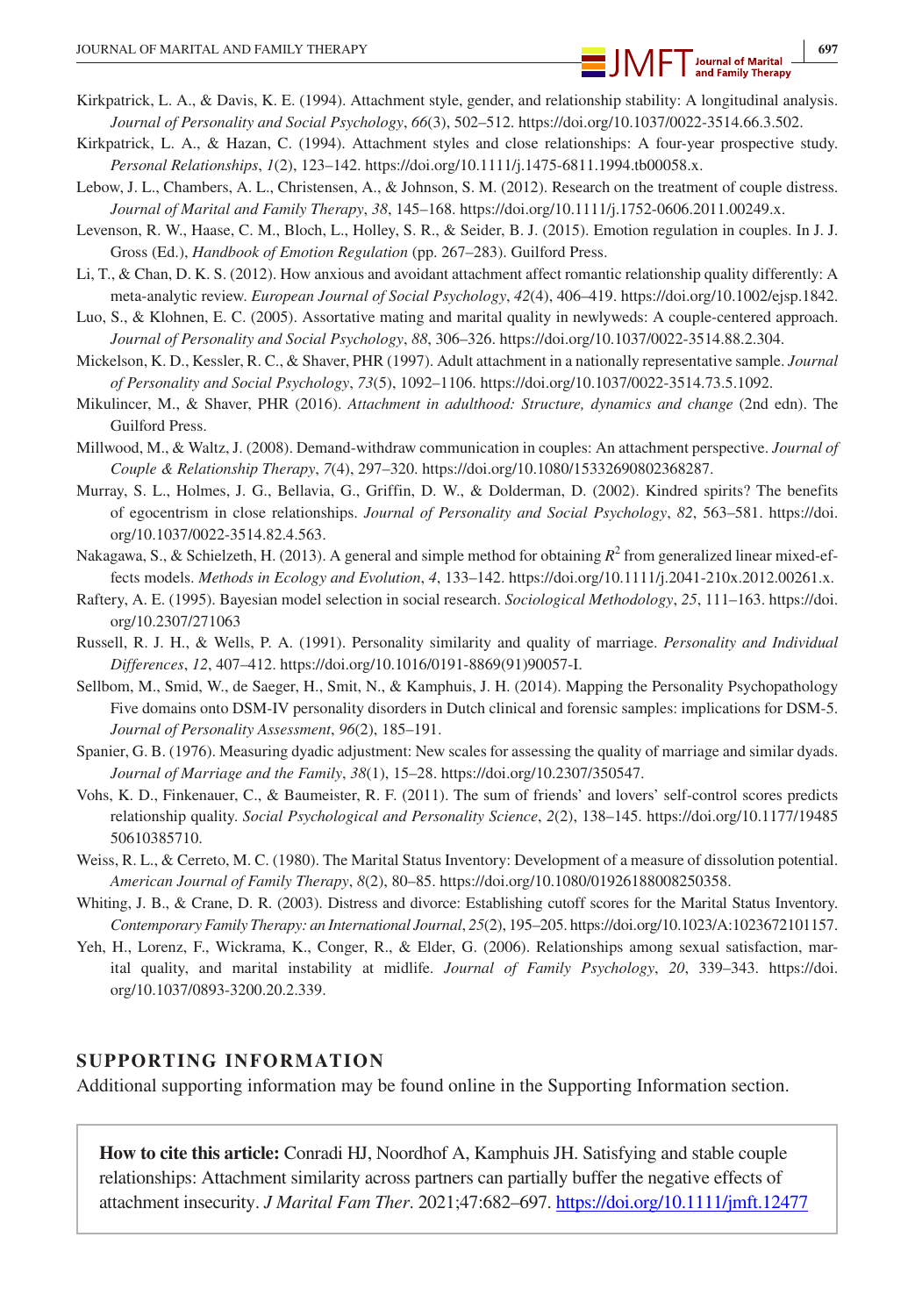Kirkpatrick, L. A., & Davis, K. E. (1994). Attachment style, gender, and relationship stability: A longitudinal analysis. *Journal of Personality and Social Psychology*, *66*(3), 502–512. https://doi.org/10.1037/0022-3514.66.3.502.

Kirkpatrick, L. A., & Hazan, C. (1994). Attachment styles and close relationships: A four-year prospective study. *Personal Relationships*, *1*(2), 123–142. https://doi.org/10.1111/j.1475-6811.1994.tb00058.x.

Lebow, J. L., Chambers, A. L., Christensen, A., & Johnson, S. M. (2012). Research on the treatment of couple distress. *Journal of Marital and Family Therapy*, *38*, 145–168. https://doi.org/10.1111/j.1752-0606.2011.00249.x.

Levenson, R. W., Haase, C. M., Bloch, L., Holley, S. R., & Seider, B. J. (2015). Emotion regulation in couples. In J. J. Gross (Ed.), *Handbook of Emotion Regulation* (pp. 267–283). Guilford Press.

Li, T., & Chan, D. K. S. (2012). How anxious and avoidant attachment affect romantic relationship quality differently: A meta-analytic review. *European Journal of Social Psychology*, *42*(4), 406–419. https://doi.org/10.1002/ejsp.1842.

Luo, S., & Klohnen, E. C. (2005). Assortative mating and marital quality in newlyweds: A couple-centered approach. *Journal of Personality and Social Psychology*, *88*, 306–326. https://doi.org/10.1037/0022-3514.88.2.304.

Mickelson, K. D., Kessler, R. C., & Shaver, PHR (1997). Adult attachment in a nationally representative sample. *Journal of Personality and Social Psychology*, *73*(5), 1092–1106. https://doi.org/10.1037/0022-3514.73.5.1092.

Mikulincer, M., & Shaver, PHR (2016). *Attachment in adulthood: Structure, dynamics and change* (2nd edn). The Guilford Press.

Millwood, M., & Waltz, J. (2008). Demand-withdraw communication in couples: An attachment perspective. *Journal of Couple & Relationship Therapy*, *7*(4), 297–320. https://doi.org/10.1080/15332690802368287.

Murray, S. L., Holmes, J. G., Bellavia, G., Griffin, D. W., & Dolderman, D. (2002). Kindred spirits? The benefits of egocentrism in close relationships. *Journal of Personality and Social Psychology*, *82*, 563–581. https://doi.org/10.1037/0022-3514.82.4.563.

Nakagawa, S., & Schielzeth, H. (2013). A general and simple method for obtaining $R^2$ from generalized linear mixed-effects models. *Methods in Ecology and Evolution*, *4*, 133–142. https://doi.org/10.1111/j.2041-210x.2012.00261.x.

Raftery, A. E. (1995). Bayesian model selection in social research. *Sociological Methodology*, *25*, 111–163. https://doi.org/10.2307/271063

Russell, R. J. H., & Wells, P. A. (1991). Personality similarity and quality of marriage. *Personality and Individual Differences*, *12*, 407–412. https://doi.org/10.1016/0191-8869(91)90057-I.

Sellbom, M., Smid, W., de Saeger, H., Smit, N., & Kamphuis, J. H. (2014). Mapping the Personality Psychopathology Five domains onto DSM-IV personality disorders in Dutch clinical and forensic samples: implications for DSM-5. *Journal of Personality Assessment*, *96*(2), 185–191.

Spanier, G. B. (1976). Measuring dyadic adjustment: New scales for assessing the quality of marriage and similar dyads. *Journal of Marriage and the Family*, *38*(1), 15–28. https://doi.org/10.2307/350547.

Vohs, K. D., Finkenauer, C., & Baumeister, R. F. (2011). The sum of friends' and lovers' self-control scores predicts relationship quality. *Social Psychological and Personality Science*, *2*(2), 138–145. https://doi.org/10.1177/1948550610385710.

Weiss, R. L., & Cerreto, M. C. (1980). The Marital Status Inventory: Development of a measure of dissolution potential. *American Journal of Family Therapy*, *8*(2), 80–85. https://doi.org/10.1080/01926188008250358.

Whiting, J. B., & Crane, D. R. (2003). Distress and divorce: Establishing cutoff scores for the Marital Status Inventory. *Contemporary Family Therapy: an International Journal*, *25*(2), 195–205. https://doi.org/10.1023/A:1023672101157.

Yeh, H., Lorenz, F., Wickrama, K., Conger, R., & Elder, G. (2006). Relationships among sexual satisfaction, marital quality, and marital instability at midlife. *Journal of Family Psychology*, *20*, 339–343. https://doi.org/10.1037/0893-3200.20.2.339.

## SUPPORTING INFORMATION

Additional supporting information may be found online in the Supporting Information section.

**How to cite this article:** Conradi HJ, Noordhof A, Kamphuis JH. Satisfying and stable couple relationships: Attachment similarity across partners can partially buffer the negative effects of attachment insecurity. *J Marital Fam Ther*. 2021;47:682–697. https://doi.org/10.1111/jmft.12477